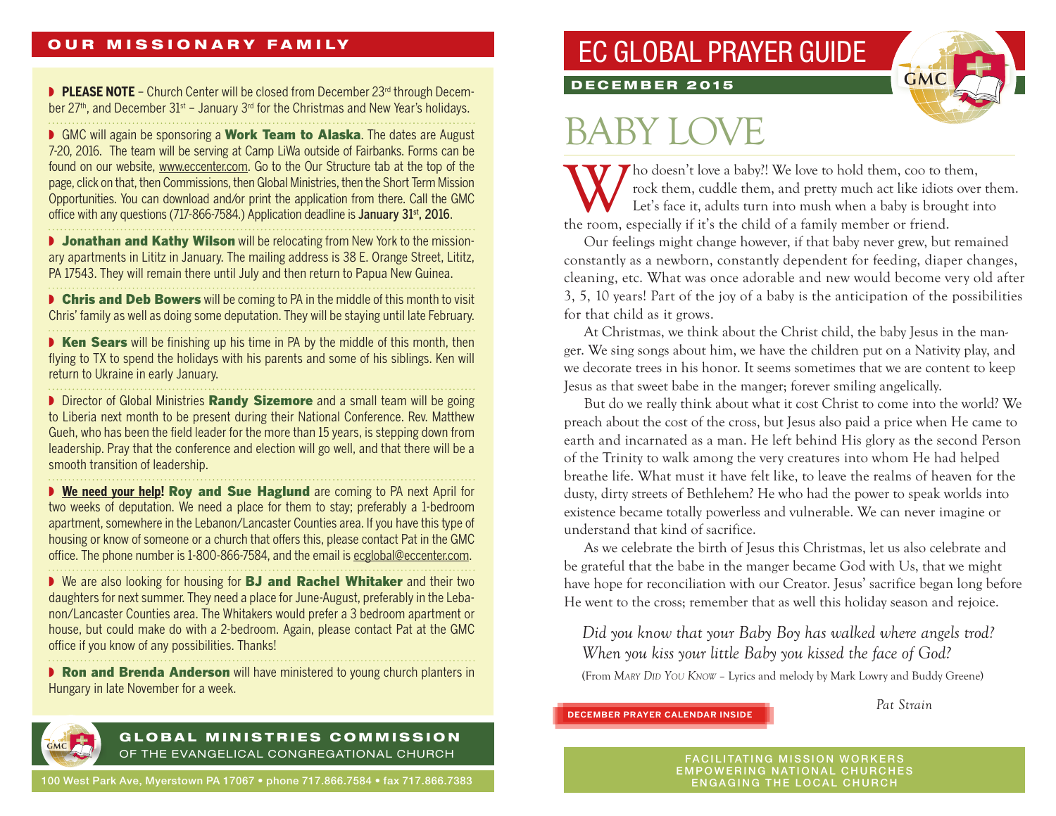## OUR MISSIONARY FAMILY

- **PLEASE NOTE** – Church Center will be closed from December 23rd through December 27th, and December 31st – January 3rd for the Christmas and New Year's holidays.

- GMC will again be sponsoring a **Work Team to Alaska**. The dates are August 7-20, 2016. The team will be serving at Camp LiWa outside of Fairbanks. Forms can be found on our website, www.eccenter.com. Go to the Our Structure tab at the top of the page, click on that, then Commissions, then Global Ministries, then the Short Term Mission Opportunities. You can download and/or print the application from there. Call the GMC office with any questions (717-866-7584.) Application deadline is **January 31st, 2016**.

- **Jonathan and Kathy Wilson** will be relocating from New York to the missionary apartments in Lititz in January. The mailing address is 38 E. Orange Street, Lititz, PA 17543. They will remain there until July and then return to Papua New Guinea.

- **Chris and Deb Bowers** will be coming to PA in the middle of this month to visit Chris' family as well as doing some deputation. They will be staying until late February.

- **Ken Sears** will be finishing up his time in PA by the middle of this month, then flying to TX to spend the holidays with his parents and some of his siblings. Ken will return to Ukraine in early January.

- Director of Global Ministries **Randy Sizemore** and a small team will be going to Liberia next month to be present during their National Conference. Rev. Matthew Gueh, who has been the field leader for the more than 15 years, is stepping down from leadership. Pray that the conference and election will go well, and that there will be a smooth transition of leadership.

- **We need your help! Roy and Sue Haglund** are coming to PA next April for two weeks of deputation. We need a place for them to stay; preferably a 1-bedroom apartment, somewhere in the Lebanon/Lancaster Counties area. If you have this type of housing or know of someone or a church that offers this, please contact Pat in the GMC office. The phone number is 1-800-866-7584, and the email is ecglobal@eccenter.com.

- We are also looking for housing for **BJ and Rachel Whitaker** and their two daughters for next summer. They need a place for June-August, preferably in the Lebanon/Lancaster Counties area. The Whitakers would prefer a 3 bedroom apartment or house, but could make do with a 2-bedroom. Again, please contact Pat at the GMC office if you know of any possibilities. Thanks!

- **Ron and Brenda Anderson** will have ministered to young church planters in Hungary in late November for a week.

**GLOBAL MINISTRIES COMMISSION**
OF THE EVANGELICAL CONGREGATIONAL CHURCH

100 West Park Ave, Myerstown PA 17067 • phone 717.866.7584 • fax 717.866.7383

# EC GLOBAL PRAYER GUIDE

**DECEMBER 2015**

# BABY LOVE

Who doesn't love a baby?! We love to hold them, coo to them, rock them, cuddle them, and pretty much act like idiots over them. Let's face it, adults turn into mush when a baby is brought into the room, especially if it's the child of a family member or friend.

Our feelings might change however, if that baby never grew, but remained constantly as a newborn, constantly dependent for feeding, diaper changes, cleaning, etc. What was once adorable and new would become very old after 3, 5, 10 years! Part of the joy of a baby is the anticipation of the possibilities for that child as it grows.

At Christmas, we think about the Christ child, the baby Jesus in the manger. We sing songs about him, we have the children put on a Nativity play, and we decorate trees in his honor. It seems sometimes that we are content to keep Jesus as that sweet babe in the manger; forever smiling angelically.

But do we really think about what it cost Christ to come into the world? We preach about the cost of the cross, but Jesus also paid a price when He came to earth and incarnated as a man. He left behind His glory as the second Person of the Trinity to walk among the very creatures into whom He had helped breathe life. What must it have felt like, to leave the realms of heaven for the dusty, dirty streets of Bethlehem? He who had the power to speak worlds into existence became totally powerless and vulnerable. We can never imagine or understand that kind of sacrifice.

As we celebrate the birth of Jesus this Christmas, let us also celebrate and be grateful that the babe in the manger became God with Us, that we might have hope for reconciliation with our Creator. Jesus' sacrifice began long before He went to the cross; remember that as well this holiday season and rejoice.

*Did you know that your Baby Boy has walked where angels trod?*
*When you kiss your little Baby you kissed the face of God?*

(From *Mary Did You Know* – Lyrics and melody by Mark Lowry and Buddy Greene)

*Pat Strain*

**DECEMBER PRAYER CALENDAR INSIDE**

FACILITATING MISSION WORKERS
EMPOWERING NATIONAL CHURCHES
ENGAGING THE LOCAL CHURCH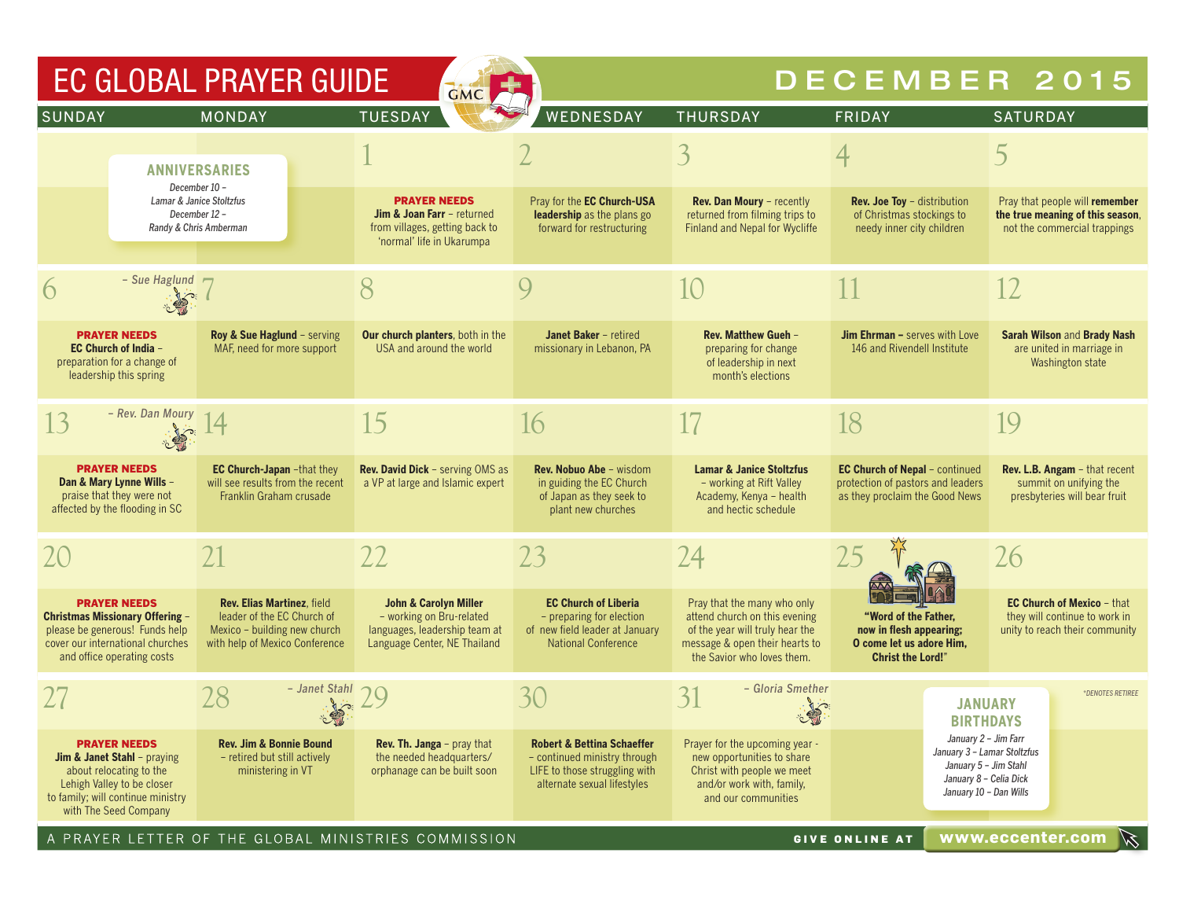# EC GLOBAL PRAYER GUIDE

GMC

## DECEMBER 2015

| SUNDAY | MONDAY | TUESDAY | WEDNESDAY | THURSDAY | FRIDAY | SATURDAY |
|---|---|---|---|---|---|---|
| **ANNIVERSARIES** *December 10 – Lamar & Janice Stoltzfus* *December 12 – Randy & Chris Amberman* | | 1 **PRAYER NEEDS** **Jim & Joan Farr** – returned from villages, getting back to 'normal' life in Ukarumpa | 2 Pray for the **EC Church-USA leadership** as the plans go forward for restructuring | 3 **Rev. Dan Moury** – recently returned from filming trips to Finland and Nepal for Wycliffe | 4 **Rev. Joe Toy** – distribution of Christmas stockings to needy inner city children | 5 Pray that people will **remember the true meaning of this season**, not the commercial trappings |
| 6 – Sue Haglund **PRAYER NEEDS** **EC Church of India** – preparation for a change of leadership this spring | 7 **Roy & Sue Haglund** – serving MAF, need for more support | 8 **Our church planters**, both in the USA and around the world | 9 **Janet Baker** – retired missionary in Lebanon, PA | 10 **Rev. Matthew Gueh** – preparing for change of leadership in next month's elections | 11 **Jim Ehrman –** serves with Love 146 and Rivendell Institute | 12 **Sarah Wilson** and **Brady Nash** are united in marriage in Washington state |
| 13 – Rev. Dan Moury **PRAYER NEEDS** **Dan & Mary Lynne Wills** – praise that they were not affected by the flooding in SC | 14 **EC Church-Japan** –that they will see results from the recent Franklin Graham crusade | 15 **Rev. David Dick** – serving OMS as a VP at large and Islamic expert | 16 **Rev. Nobuo Abe** – wisdom in guiding the EC Church of Japan as they seek to plant new churches | 17 **Lamar & Janice Stoltzfus** – working at Rift Valley Academy, Kenya – health and hectic schedule | 18 **EC Church of Nepal** – continued protection of pastors and leaders as they proclaim the Good News | 19 **Rev. L.B. Angam** – that recent summit on unifying the presbyteries will bear fruit |
| 20 **PRAYER NEEDS** **Christmas Missionary Offering** – please be generous! Funds help cover our international churches and office operating costs | 21 **Rev. Elias Martinez**, field leader of the EC Church of Mexico – building new church with help of Mexico Conference | 22 **John & Carolyn Miller** – working on Bru-related languages, leadership team at Language Center, NE Thailand | 23 **EC Church of Liberia** – preparing for election of new field leader at January National Conference | 24 Pray that the many who only attend church on this evening of the year will truly hear the message & open their hearts to the Savior who loves them. | 25 **"Word of the Father, now in flesh appearing; O come let us adore Him, Christ the Lord!"** | 26 **EC Church of Mexico** – that they will continue to work in unity to reach their community |
| 27 **PRAYER NEEDS** **Jim & Janet Stahl** – praying about relocating to the Lehigh Valley to be closer to family; will continue ministry with The Seed Company | 28 – Janet Stahl **Rev. Jim & Bonnie Bound** – retired but still actively ministering in VT | 29 **Rev. Th. Janga** – pray that the needed headquarters/ orphanage can be built soon | 30 **Robert & Bettina Schaeffer** – continued ministry through LIFE to those struggling with alternate sexual lifestyles | 31 – Gloria Smether Prayer for the upcoming year - new opportunities to share Christ with people we meet and/or work with, family, and our communities | **JANUARY BIRTHDAYS** *January 2 – Jim Farr* *January 3 – Lamar Stoltzfus* *January 5 – Jim Stahl* *January 8 – Celia Dick* *January 10 – Dan Wills* | *\*DENOTES RETIREE* |

A PRAYER LETTER OF THE GLOBAL MINISTRIES COMMISSION

GIVE ONLINE AT **www.eccenter.com**